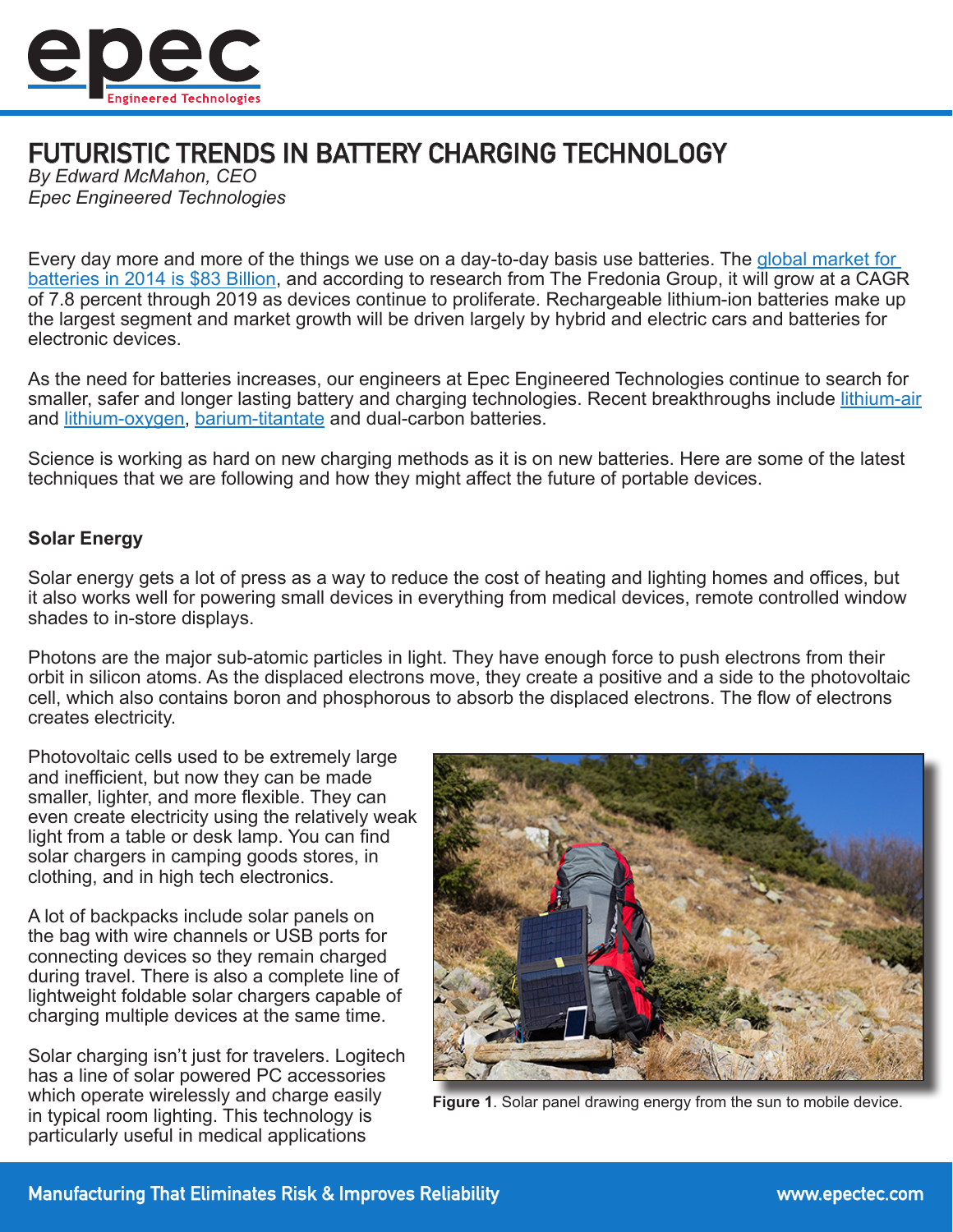# FUTURISTIC TRENDS IN BATTERY CHARGING TECHNOLOGY

*By Edward McMahon, CEO*
*Epec Engineered Technologies*

Every day more and more of the things we use on a day-to-day basis use batteries. The global market for batteries in 2014 is $83 Billion, and according to research from The Fredonia Group, it will grow at a CAGR of 7.8 percent through 2019 as devices continue to proliferate. Rechargeable lithium-ion batteries make up the largest segment and market growth will be driven largely by hybrid and electric cars and batteries for electronic devices.

As the need for batteries increases, our engineers at Epec Engineered Technologies continue to search for smaller, safer and longer lasting battery and charging technologies. Recent breakthroughs include lithium-air and lithium-oxygen, barium-titantate and dual-carbon batteries.

Science is working as hard on new charging methods as it is on new batteries. Here are some of the latest techniques that we are following and how they might affect the future of portable devices.

### Solar Energy

Solar energy gets a lot of press as a way to reduce the cost of heating and lighting homes and offices, but it also works well for powering small devices in everything from medical devices, remote controlled window shades to in-store displays.

Photons are the major sub-atomic particles in light. They have enough force to push electrons from their orbit in silicon atoms. As the displaced electrons move, they create a positive and a side to the photovoltaic cell, which also contains boron and phosphorous to absorb the displaced electrons. The flow of electrons creates electricity.

Photovoltaic cells used to be extremely large and inefficient, but now they can be made smaller, lighter, and more flexible. They can even create electricity using the relatively weak light from a table or desk lamp. You can find solar chargers in camping goods stores, in clothing, and in high tech electronics.

A lot of backpacks include solar panels on the bag with wire channels or USB ports for connecting devices so they remain charged during travel. There is also a complete line of lightweight foldable solar chargers capable of charging multiple devices at the same time.

**Figure 1**. Solar panel drawing energy from the sun to mobile device.

Solar charging isn't just for travelers. Logitech has a line of solar powered PC accessories which operate wirelessly and charge easily in typical room lighting. This technology is particularly useful in medical applications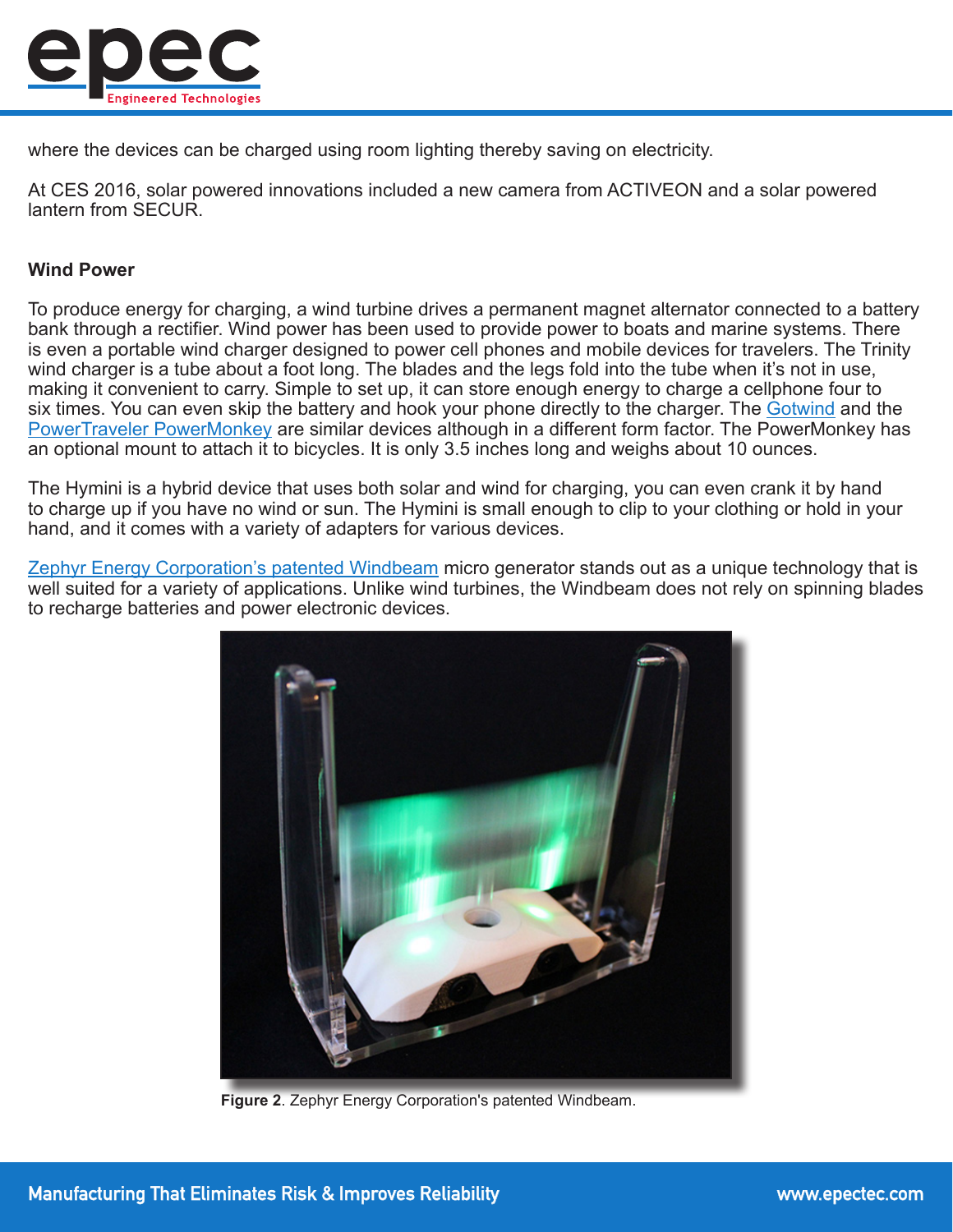where the devices can be charged using room lighting thereby saving on electricity.

At CES 2016, solar powered innovations included a new camera from ACTIVEON and a solar powered lantern from SECUR.

### Wind Power

To produce energy for charging, a wind turbine drives a permanent magnet alternator connected to a battery bank through a rectifier. Wind power has been used to provide power to boats and marine systems. There is even a portable wind charger designed to power cell phones and mobile devices for travelers. The Trinity wind charger is a tube about a foot long. The blades and the legs fold into the tube when it's not in use, making it convenient to carry. Simple to set up, it can store enough energy to charge a cellphone four to six times. You can even skip the battery and hook your phone directly to the charger. The Gotwind and the PowerTraveler PowerMonkey are similar devices although in a different form factor. The PowerMonkey has an optional mount to attach it to bicycles. It is only 3.5 inches long and weighs about 10 ounces.

The Hymini is a hybrid device that uses both solar and wind for charging, you can even crank it by hand to charge up if you have no wind or sun. The Hymini is small enough to clip to your clothing or hold in your hand, and it comes with a variety of adapters for various devices.

Zephyr Energy Corporation's patented Windbeam micro generator stands out as a unique technology that is well suited for a variety of applications. Unlike wind turbines, the Windbeam does not rely on spinning blades to recharge batteries and power electronic devices.

**Figure 2**. Zephyr Energy Corporation's patented Windbeam.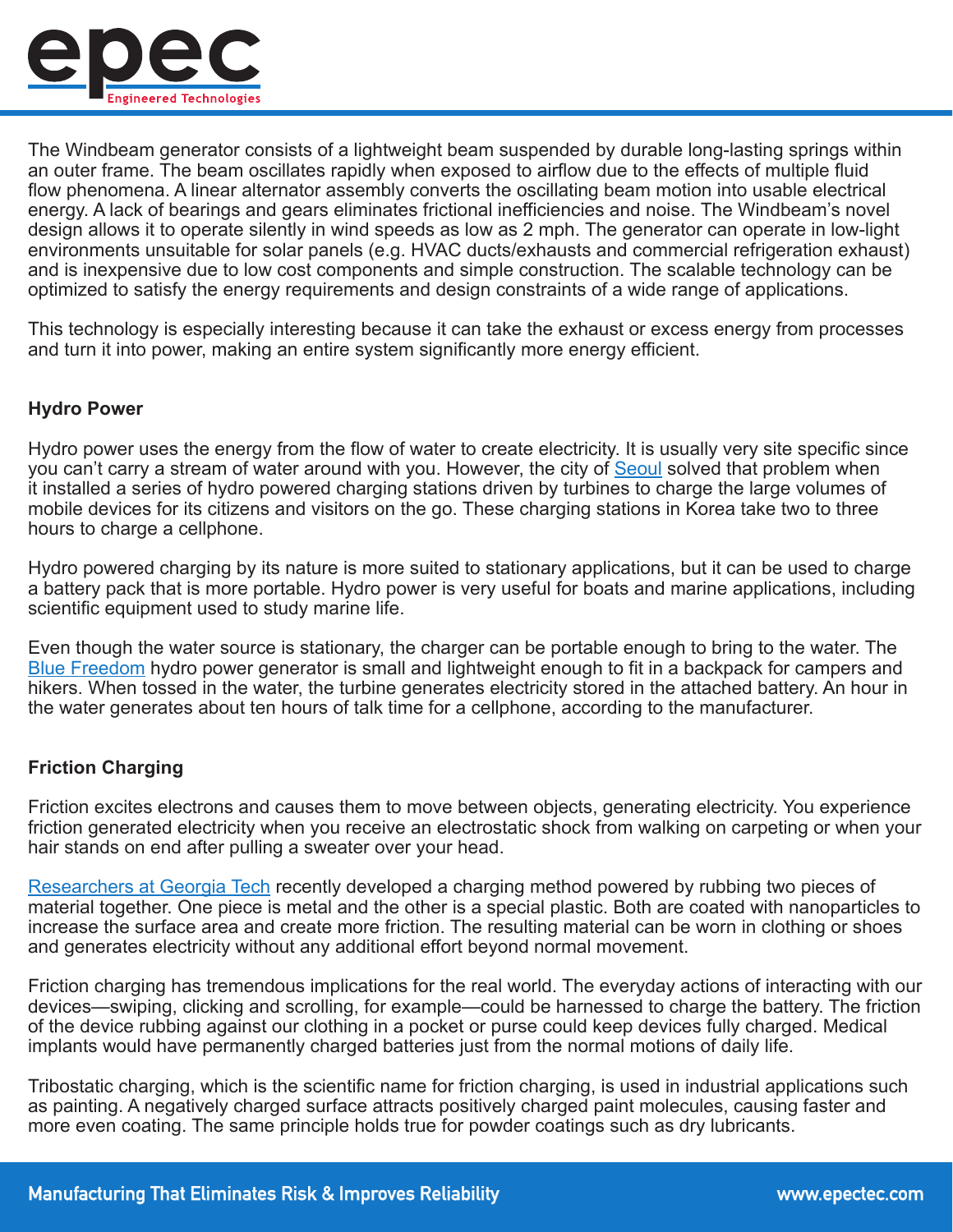The Windbeam generator consists of a lightweight beam suspended by durable long-lasting springs within an outer frame. The beam oscillates rapidly when exposed to airflow due to the effects of multiple fluid flow phenomena. A linear alternator assembly converts the oscillating beam motion into usable electrical energy. A lack of bearings and gears eliminates frictional inefficiencies and noise. The Windbeam's novel design allows it to operate silently in wind speeds as low as 2 mph. The generator can operate in low-light environments unsuitable for solar panels (e.g. HVAC ducts/exhausts and commercial refrigeration exhaust) and is inexpensive due to low cost components and simple construction. The scalable technology can be optimized to satisfy the energy requirements and design constraints of a wide range of applications.

This technology is especially interesting because it can take the exhaust or excess energy from processes and turn it into power, making an entire system significantly more energy efficient.

**Hydro Power**

Hydro power uses the energy from the flow of water to create electricity. It is usually very site specific since you can't carry a stream of water around with you. However, the city of Seoul solved that problem when it installed a series of hydro powered charging stations driven by turbines to charge the large volumes of mobile devices for its citizens and visitors on the go. These charging stations in Korea take two to three hours to charge a cellphone.

Hydro powered charging by its nature is more suited to stationary applications, but it can be used to charge a battery pack that is more portable. Hydro power is very useful for boats and marine applications, including scientific equipment used to study marine life.

Even though the water source is stationary, the charger can be portable enough to bring to the water. The Blue Freedom hydro power generator is small and lightweight enough to fit in a backpack for campers and hikers. When tossed in the water, the turbine generates electricity stored in the attached battery. An hour in the water generates about ten hours of talk time for a cellphone, according to the manufacturer.

**Friction Charging**

Friction excites electrons and causes them to move between objects, generating electricity. You experience friction generated electricity when you receive an electrostatic shock from walking on carpeting or when your hair stands on end after pulling a sweater over your head.

Researchers at Georgia Tech recently developed a charging method powered by rubbing two pieces of material together. One piece is metal and the other is a special plastic. Both are coated with nanoparticles to increase the surface area and create more friction. The resulting material can be worn in clothing or shoes and generates electricity without any additional effort beyond normal movement.

Friction charging has tremendous implications for the real world. The everyday actions of interacting with our devices—swiping, clicking and scrolling, for example—could be harnessed to charge the battery. The friction of the device rubbing against our clothing in a pocket or purse could keep devices fully charged. Medical implants would have permanently charged batteries just from the normal motions of daily life.

Tribostatic charging, which is the scientific name for friction charging, is used in industrial applications such as painting. A negatively charged surface attracts positively charged paint molecules, causing faster and more even coating. The same principle holds true for powder coatings such as dry lubricants.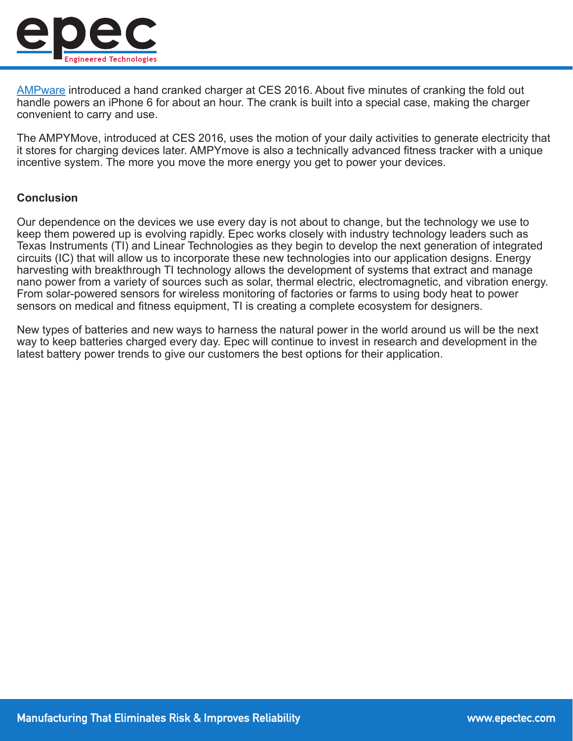AMPware introduced a hand cranked charger at CES 2016. About five minutes of cranking the fold out handle powers an iPhone 6 for about an hour. The crank is built into a special case, making the charger convenient to carry and use.

The AMPYMove, introduced at CES 2016, uses the motion of your daily activities to generate electricity that it stores for charging devices later. AMPYmove is also a technically advanced fitness tracker with a unique incentive system. The more you move the more energy you get to power your devices.

### Conclusion

Our dependence on the devices we use every day is not about to change, but the technology we use to keep them powered up is evolving rapidly. Epec works closely with industry technology leaders such as Texas Instruments (TI) and Linear Technologies as they begin to develop the next generation of integrated circuits (IC) that will allow us to incorporate these new technologies into our application designs. Energy harvesting with breakthrough TI technology allows the development of systems that extract and manage nano power from a variety of sources such as solar, thermal electric, electromagnetic, and vibration energy. From solar-powered sensors for wireless monitoring of factories or farms to using body heat to power sensors on medical and fitness equipment, TI is creating a complete ecosystem for designers.

New types of batteries and new ways to harness the natural power in the world around us will be the next way to keep batteries charged every day. Epec will continue to invest in research and development in the latest battery power trends to give our customers the best options for their application.